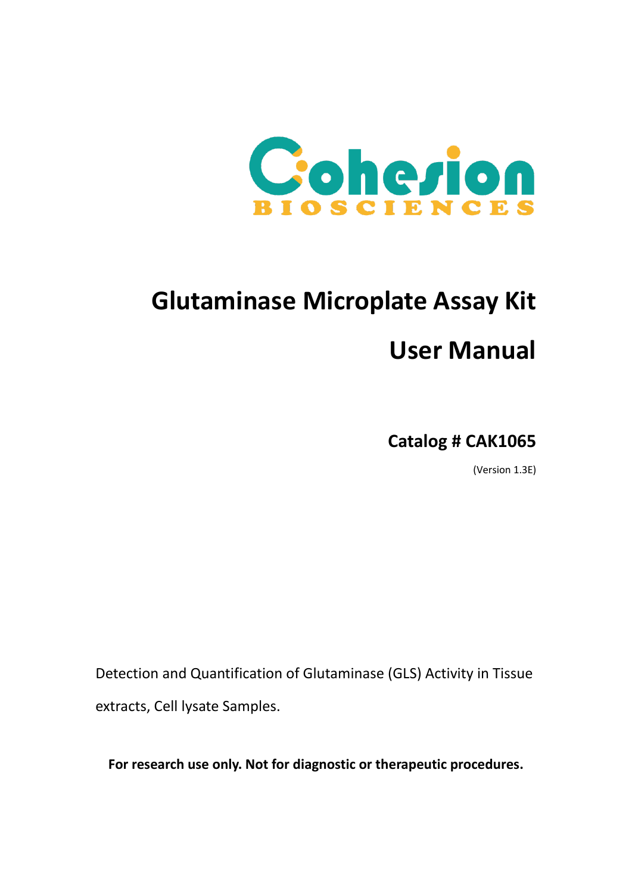Cohesion BIOSCIENCES

# Glutaminase Microplate Assay Kit

# User Manual

**Catalog # CAK1065**

(Version 1.3E)

Detection and Quantification of Glutaminase (GLS) Activity in Tissue extracts, Cell lysate Samples.

**For research use only. Not for diagnostic or therapeutic procedures.**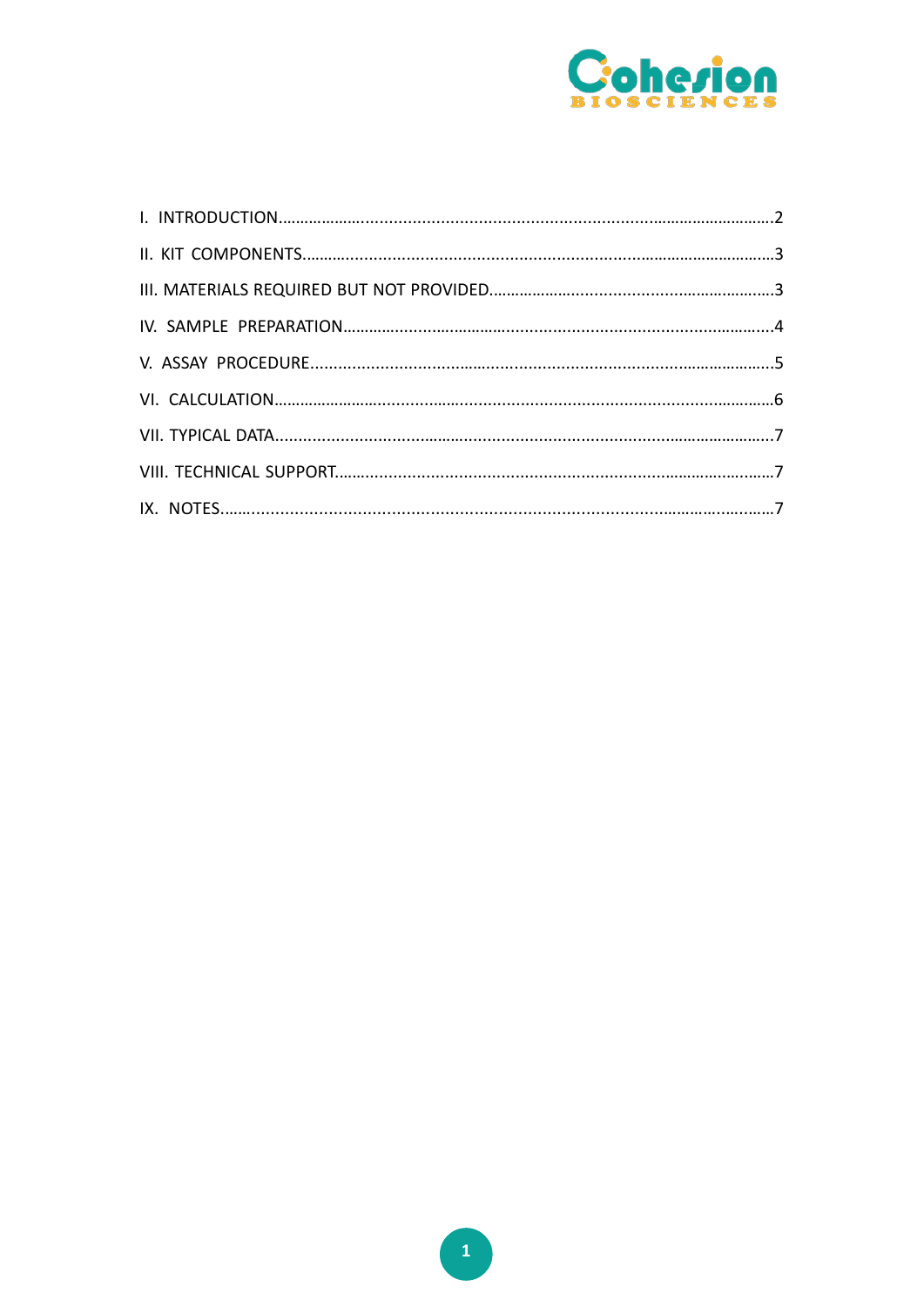I. INTRODUCTION..........................................................................................................2

II. KIT COMPONENTS.....................................................................................................3

III. MATERIALS REQUIRED BUT NOT PROVIDED.............................................................3

IV. SAMPLE PREPARATION.............................................................................................4

V. ASSAY PROCEDURE....................................................................................................5

VI. CALCULATION.........................................................................................................6

VII. TYPICAL DATA..........................................................................................................7

VIII. TECHNICAL SUPPORT...............................................................................................7

IX. NOTES.......................................................................................................................7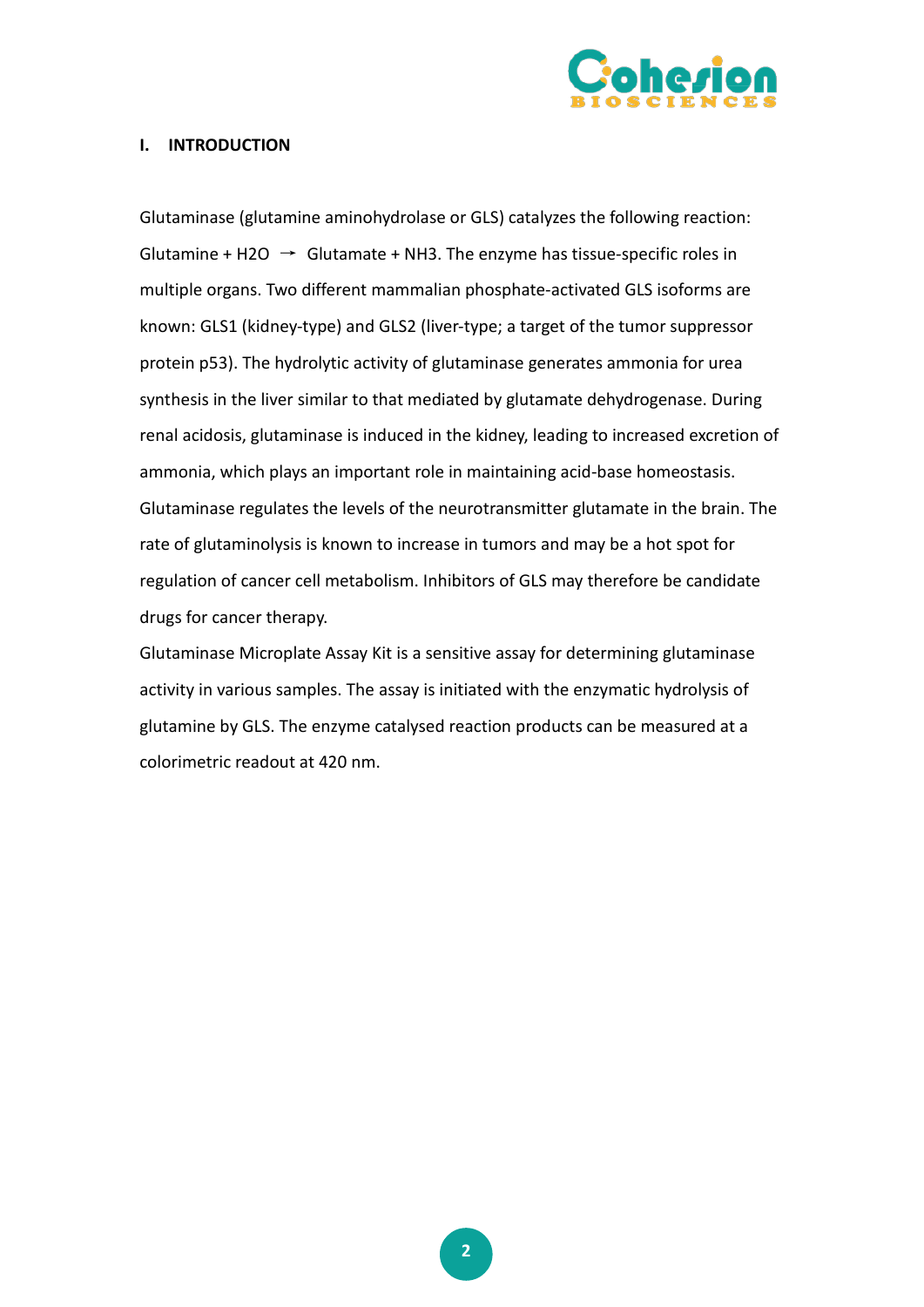## I. INTRODUCTION

Glutaminase (glutamine aminohydrolase or GLS) catalyzes the following reaction: Glutamine + $H_2O$ → Glutamate + $NH_3$. The enzyme has tissue-specific roles in multiple organs. Two different mammalian phosphate-activated GLS isoforms are known: GLS1 (kidney-type) and GLS2 (liver-type; a target of the tumor suppressor protein p53). The hydrolytic activity of glutaminase generates ammonia for urea synthesis in the liver similar to that mediated by glutamate dehydrogenase. During renal acidosis, glutaminase is induced in the kidney, leading to increased excretion of ammonia, which plays an important role in maintaining acid-base homeostasis. Glutaminase regulates the levels of the neurotransmitter glutamate in the brain. The rate of glutaminolysis is known to increase in tumors and may be a hot spot for regulation of cancer cell metabolism. Inhibitors of GLS may therefore be candidate drugs for cancer therapy.

Glutaminase Microplate Assay Kit is a sensitive assay for determining glutaminase activity in various samples. The assay is initiated with the enzymatic hydrolysis of glutamine by GLS. The enzyme catalysed reaction products can be measured at a colorimetric readout at 420 nm.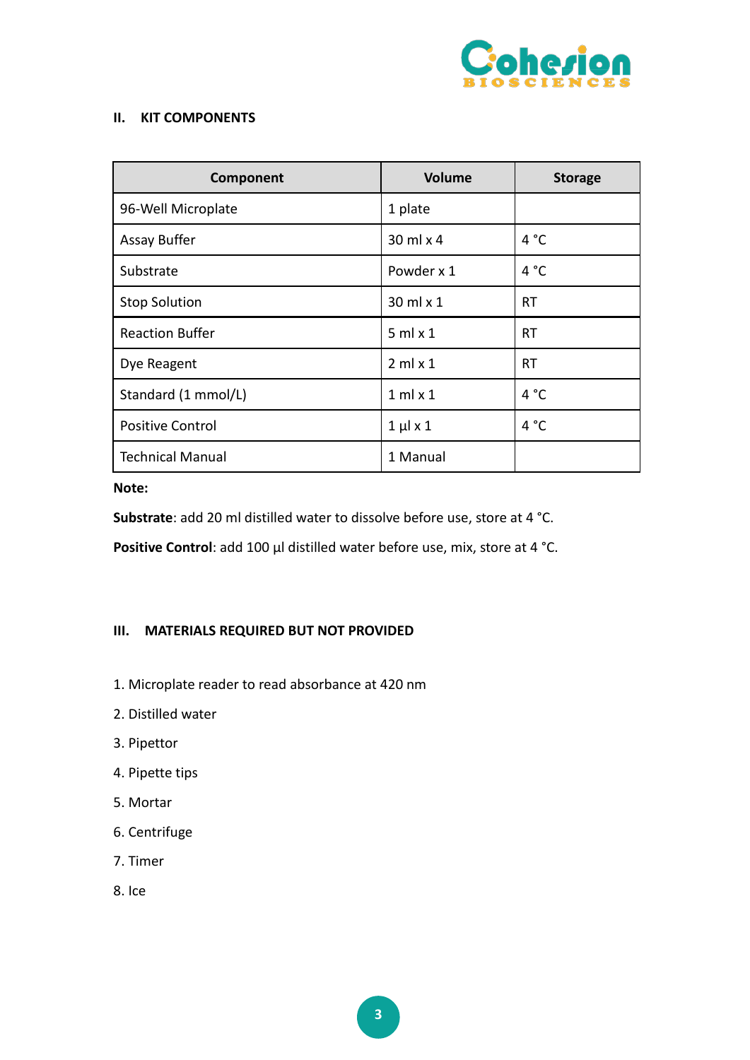## II. KIT COMPONENTS

| Component | Volume | Storage |
| --- | --- | --- |
| 96-Well Microplate | 1 plate | |
| Assay Buffer | 30 ml x 4 | 4 °C |
| Substrate | Powder x 1 | 4 °C |
| Stop Solution | 30 ml x 1 | RT |
| Reaction Buffer | 5 ml x 1 | RT |
| Dye Reagent | 2 ml x 1 | RT |
| Standard (1 mmol/L) | 1 ml x 1 | 4 °C |
| Positive Control | 1 µl x 1 | 4 °C |
| Technical Manual | 1 Manual | |

**Note:**

**Substrate**: add 20 ml distilled water to dissolve before use, store at 4 °C.

**Positive Control**: add 100 µl distilled water before use, mix, store at 4 °C.

## III. MATERIALS REQUIRED BUT NOT PROVIDED

1. Microplate reader to read absorbance at 420 nm
2. Distilled water
3. Pipettor
4. Pipette tips
5. Mortar
6. Centrifuge
7. Timer
8. Ice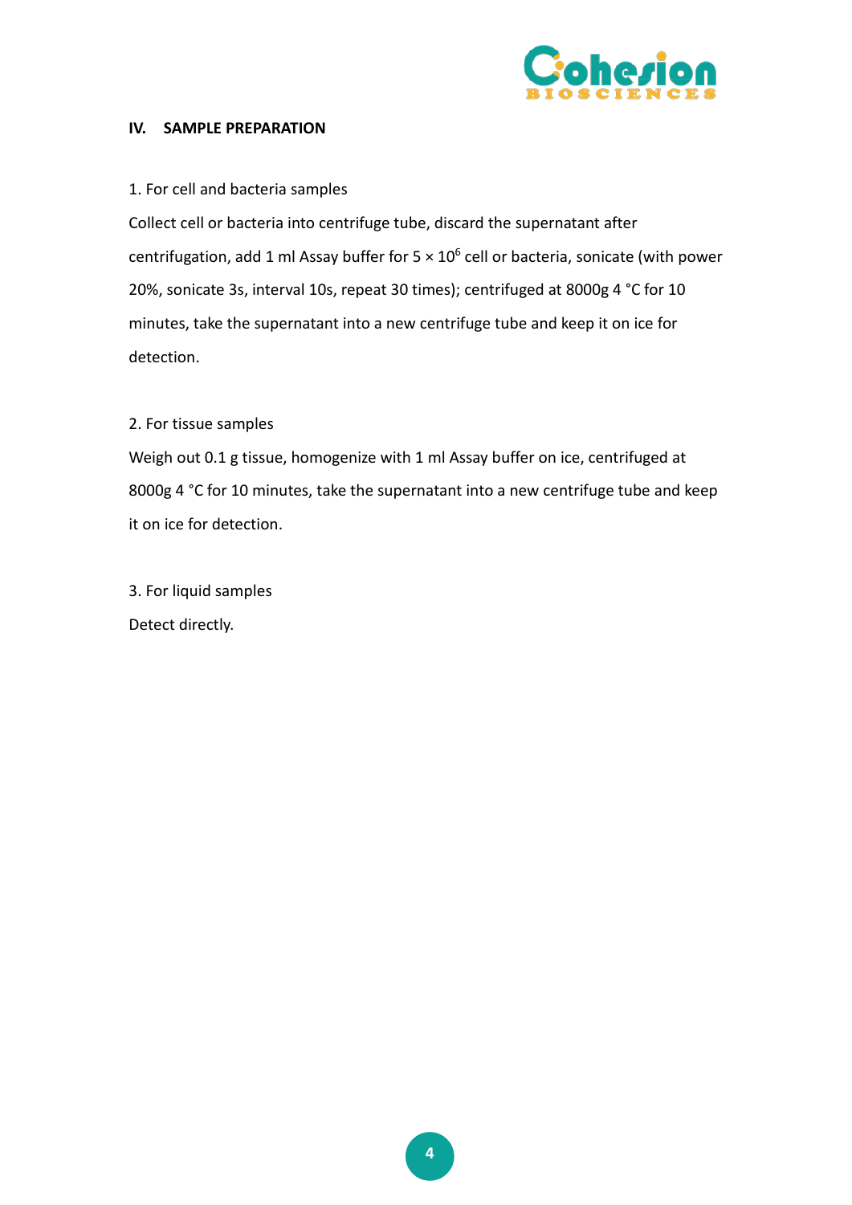## IV. SAMPLE PREPARATION

1. For cell and bacteria samples

Collect cell or bacteria into centrifuge tube, discard the supernatant after centrifugation, add 1 ml Assay buffer for 5 × $10^6$ cell or bacteria, sonicate (with power 20%, sonicate 3s, interval 10s, repeat 30 times); centrifuged at 8000g 4 °C for 10 minutes, take the supernatant into a new centrifuge tube and keep it on ice for detection.

2. For tissue samples

Weigh out 0.1 g tissue, homogenize with 1 ml Assay buffer on ice, centrifuged at 8000g 4 °C for 10 minutes, take the supernatant into a new centrifuge tube and keep it on ice for detection.

3. For liquid samples

Detect directly.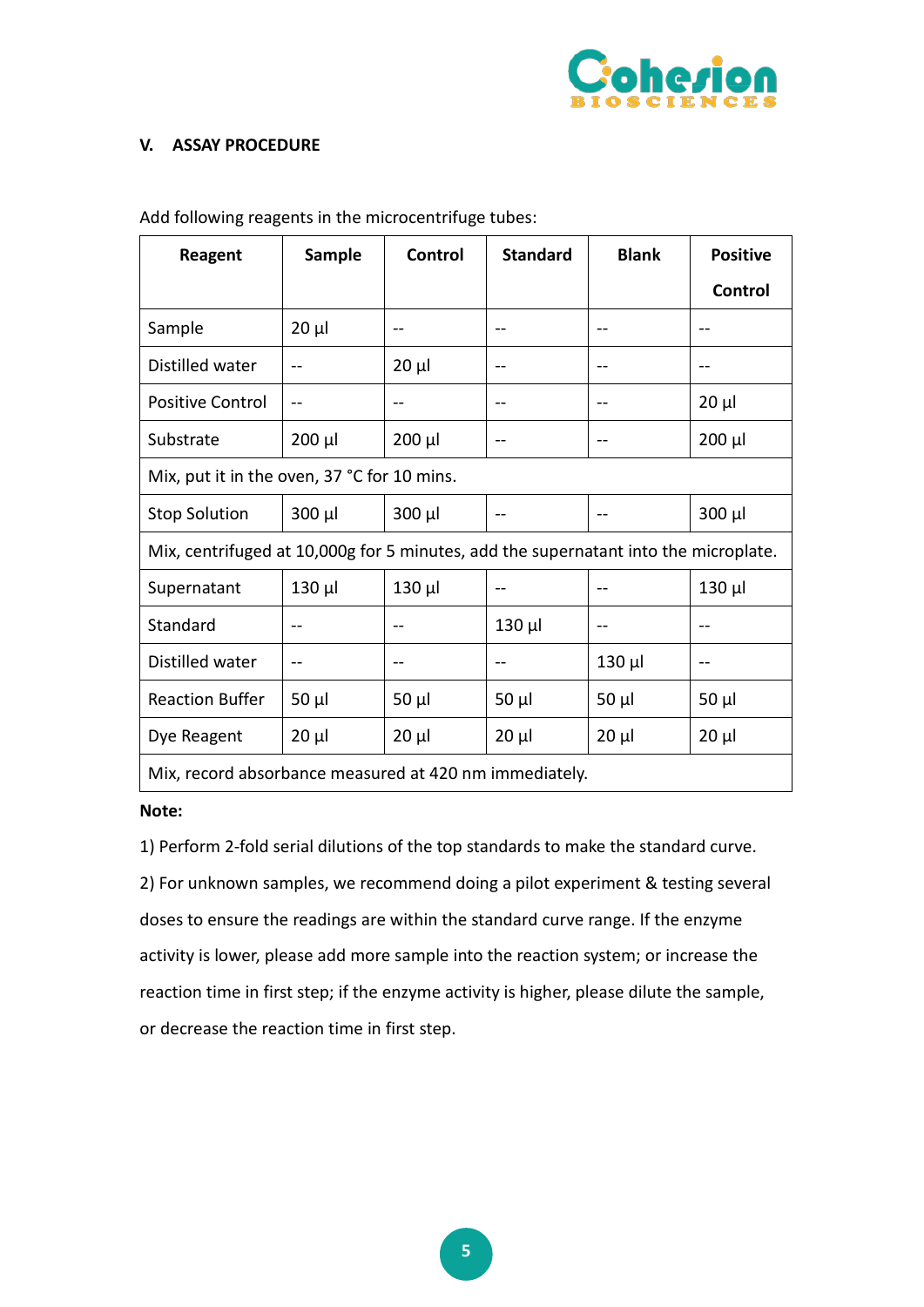## V. ASSAY PROCEDURE

Add following reagents in the microcentrifuge tubes:

| Reagent | Sample | Control | Standard | Blank | Positive Control |
|---|---|---|---|---|---|
| Sample | 20 μl | -- | -- | -- | -- |
| Distilled water | -- | 20 μl | -- | -- | -- |
| Positive Control | -- | -- | -- | -- | 20 μl |
| Substrate | 200 μl | 200 μl | -- | -- | 200 μl |
| Mix, put it in the oven, 37 °C for 10 mins. | | | | | |
| Stop Solution | 300 μl | 300 μl | -- | -- | 300 μl |
| Mix, centrifuged at 10,000g for 5 minutes, add the supernatant into the microplate. | | | | | |
| Supernatant | 130 μl | 130 μl | -- | -- | 130 μl |
| Standard | -- | -- | 130 μl | -- | -- |
| Distilled water | -- | -- | -- | 130 μl | -- |
| Reaction Buffer | 50 μl | 50 μl | 50 μl | 50 μl | 50 μl |
| Dye Reagent | 20 μl | 20 μl | 20 μl | 20 μl | 20 μl |
| Mix, record absorbance measured at 420 nm immediately. | | | | | |

**Note:**

1) Perform 2-fold serial dilutions of the top standards to make the standard curve.

2) For unknown samples, we recommend doing a pilot experiment & testing several doses to ensure the readings are within the standard curve range. If the enzyme activity is lower, please add more sample into the reaction system; or increase the reaction time in first step; if the enzyme activity is higher, please dilute the sample, or decrease the reaction time in first step.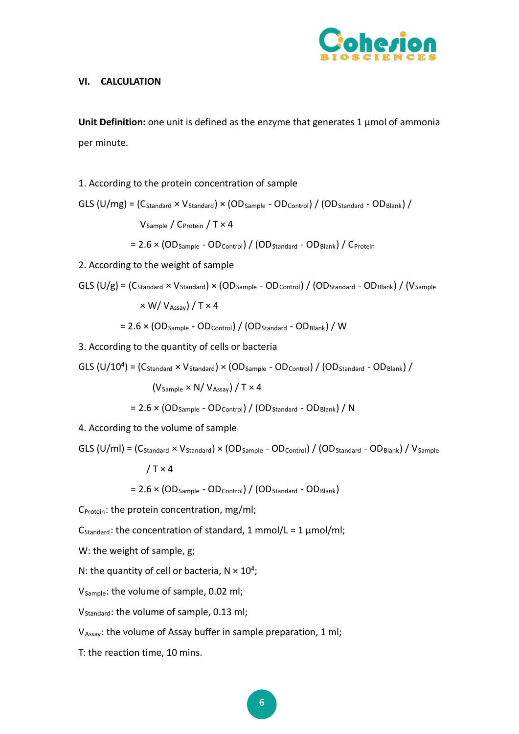## VI. CALCULATION

**Unit Definition:** one unit is defined as the enzyme that generates 1 μmol of ammonia per minute.

1. According to the protein concentration of sample

$$GLS\ (U/mg) = (C_{Standard} \times V_{Standard}) \times (OD_{Sample} - OD_{Control}) / (OD_{Standard} - OD_{Blank}) / V_{Sample} / C_{Protein} / T \times 4$$

$$= 2.6 \times (OD_{Sample} - OD_{Control}) / (OD_{Standard} - OD_{Blank}) / C_{Protein}$$

2. According to the weight of sample

$$GLS\ (U/g) = (C_{Standard} \times V_{Standard}) \times (OD_{Sample} - OD_{Control}) / (OD_{Standard} - OD_{Blank}) / (V_{Sample} \times W / V_{Assay}) / T \times 4$$

$$= 2.6 \times (OD_{Sample} - OD_{Control}) / (OD_{Standard} - OD_{Blank}) / W$$

3. According to the quantity of cells or bacteria

$$GLS\ (U/10^4) = (C_{Standard} \times V_{Standard}) \times (OD_{Sample} - OD_{Control}) / (OD_{Standard} - OD_{Blank}) / (V_{Sample} \times N / V_{Assay}) / T \times 4$$

$$= 2.6 \times (OD_{Sample} - OD_{Control}) / (OD_{Standard} - OD_{Blank}) / N$$

4. According to the volume of sample

$$GLS\ (U/ml) = (C_{Standard} \times V_{Standard}) \times (OD_{Sample} - OD_{Control}) / (OD_{Standard} - OD_{Blank}) / V_{Sample} / T \times 4$$

$$= 2.6 \times (OD_{Sample} - OD_{Control}) / (OD_{Standard} - OD_{Blank})$$

$C_{Protein}$: the protein concentration, mg/ml;

$C_{Standard}$: the concentration of standard, 1 mmol/L = 1 μmol/ml;

W: the weight of sample, g;

N: the quantity of cell or bacteria, $N \times 10^4$;

$V_{Sample}$: the volume of sample, 0.02 ml;

$V_{Standard}$: the volume of sample, 0.13 ml;

$V_{Assay}$: the volume of Assay buffer in sample preparation, 1 ml;

T: the reaction time, 10 mins.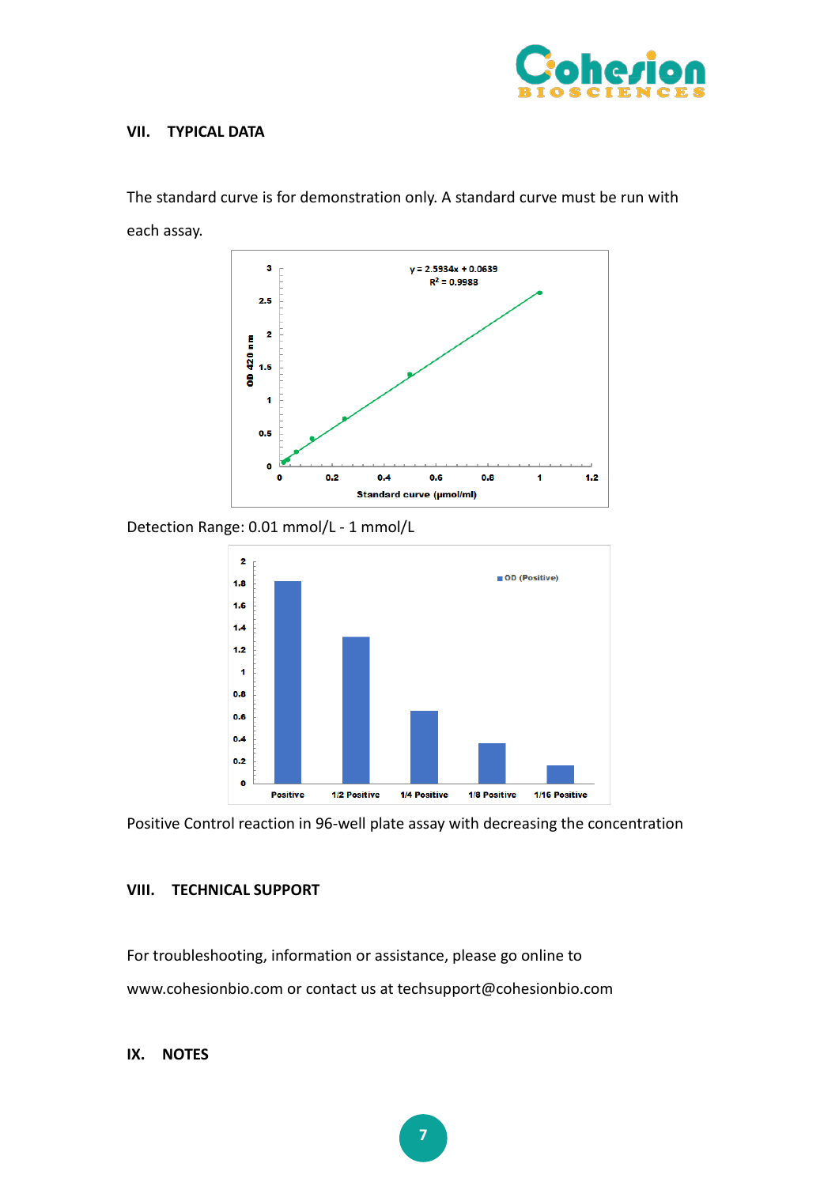## VII. TYPICAL DATA

The standard curve is for demonstration only. A standard curve must be run with each assay.

y = 2.5934x + 0.0639
$R^2$ = 0.9988
OD 420 nm
0
0.5
1
1.5
2
2.5
3
0
0.2
0.4
0.6
0.8
1
1.2
Standard curve (μmol/ml)

Detection Range: 0.01 mmol/L - 1 mmol/L

OD (Positive)
0
0.2
0.4
0.6
0.8
1
1.2
1.4
1.6
1.8
2
Positive
1/2 Positive
1/4 Positive
1/8 Positive
1/16 Positive

Positive Control reaction in 96-well plate assay with decreasing the concentration

## VIII. TECHNICAL SUPPORT

For troubleshooting, information or assistance, please go online to www.cohesionbio.com or contact us at techsupport@cohesionbio.com

## IX. NOTES